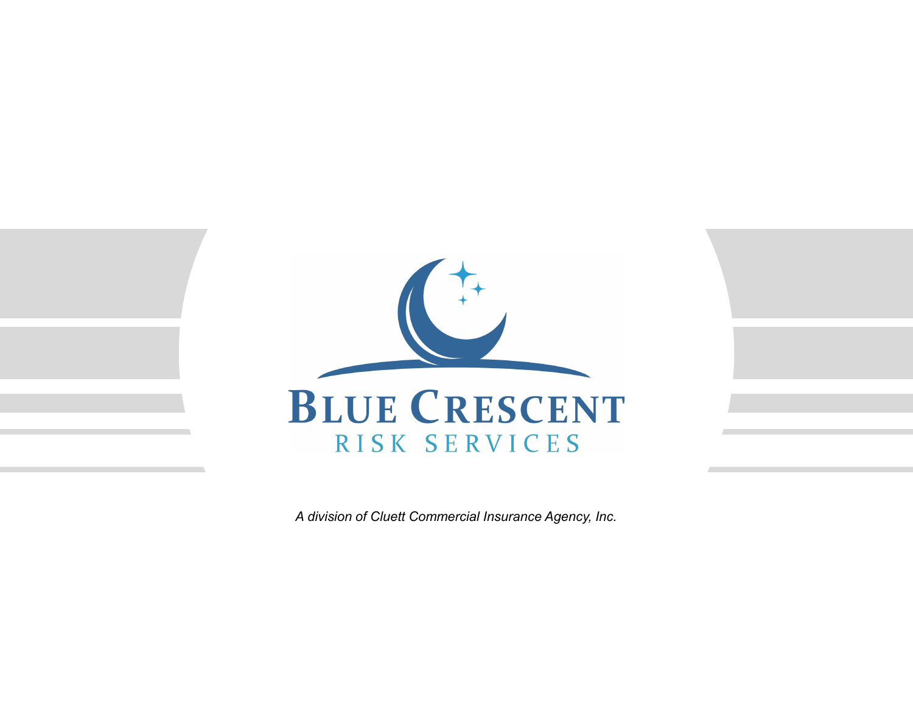# BLUE CRESCENT

## RISK SERVICES

*A division of Cluett Commercial Insurance Agency, Inc.*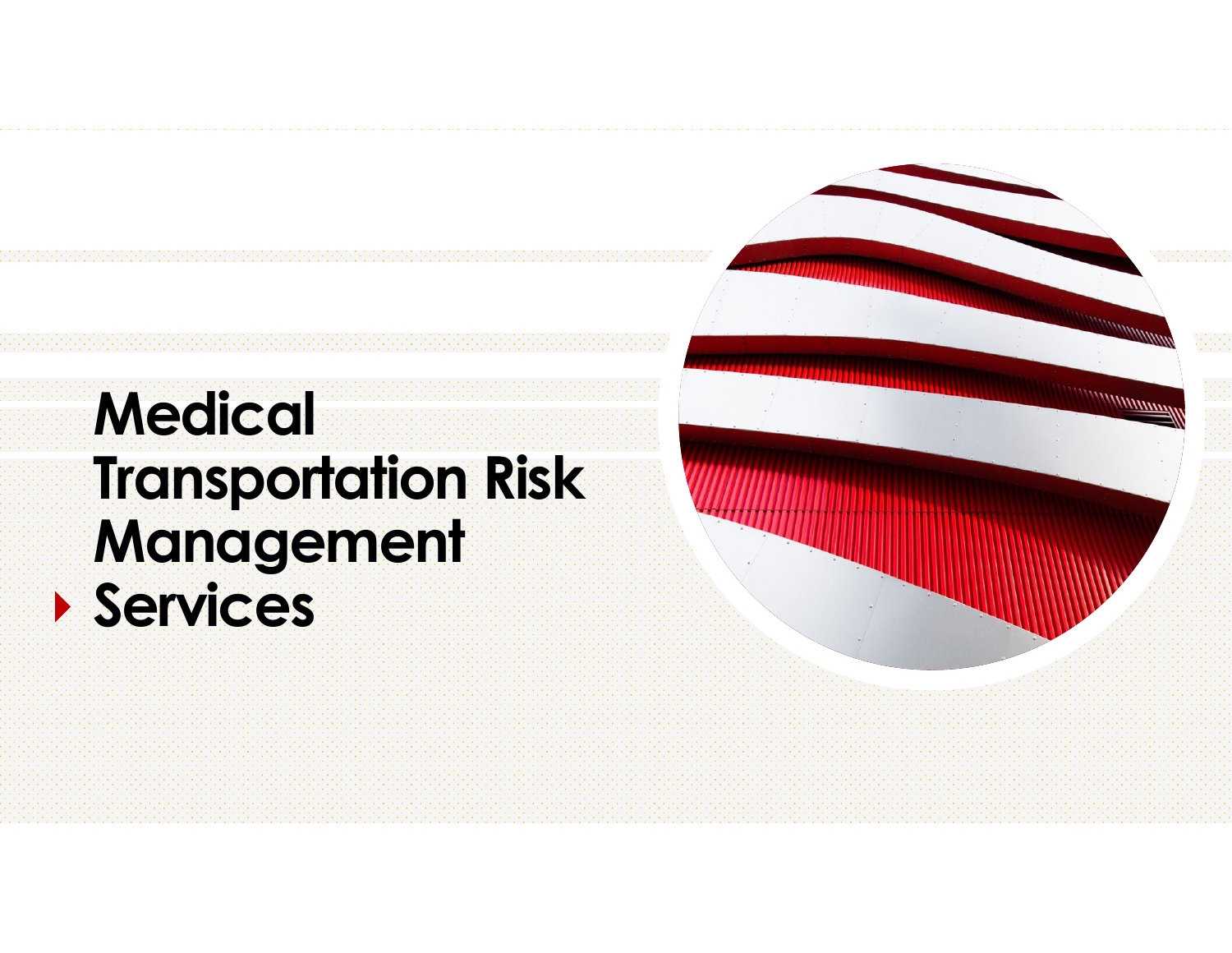# Medical Transportation Risk Management Services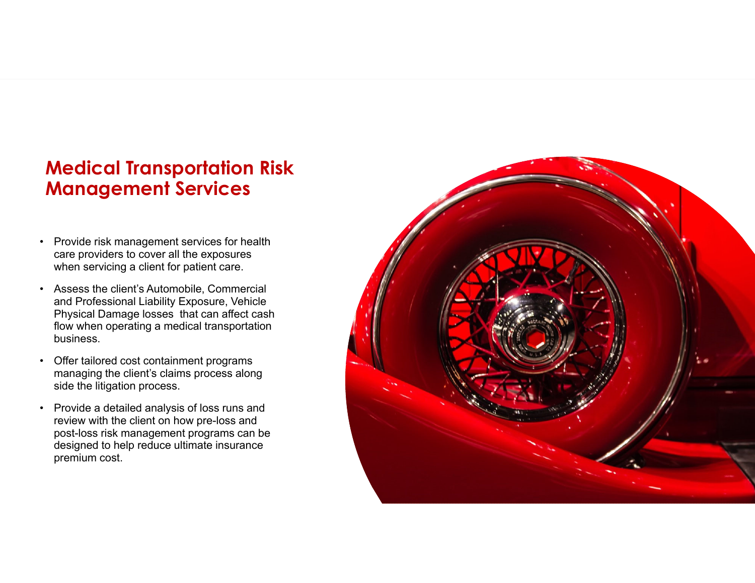## Medical Transportation Risk Management Services

- Provide risk management services for health care providers to cover all the exposures when servicing a client for patient care.
- Assess the client's Automobile, Commercial and Professional Liability Exposure, Vehicle Physical Damage losses that can affect cash flow when operating a medical transportation business.
- Offer tailored cost containment programs managing the client's claims process along side the litigation process.
- Provide a detailed analysis of loss runs and review with the client on how pre-loss and post-loss risk management programs can be designed to help reduce ultimate insurance premium cost.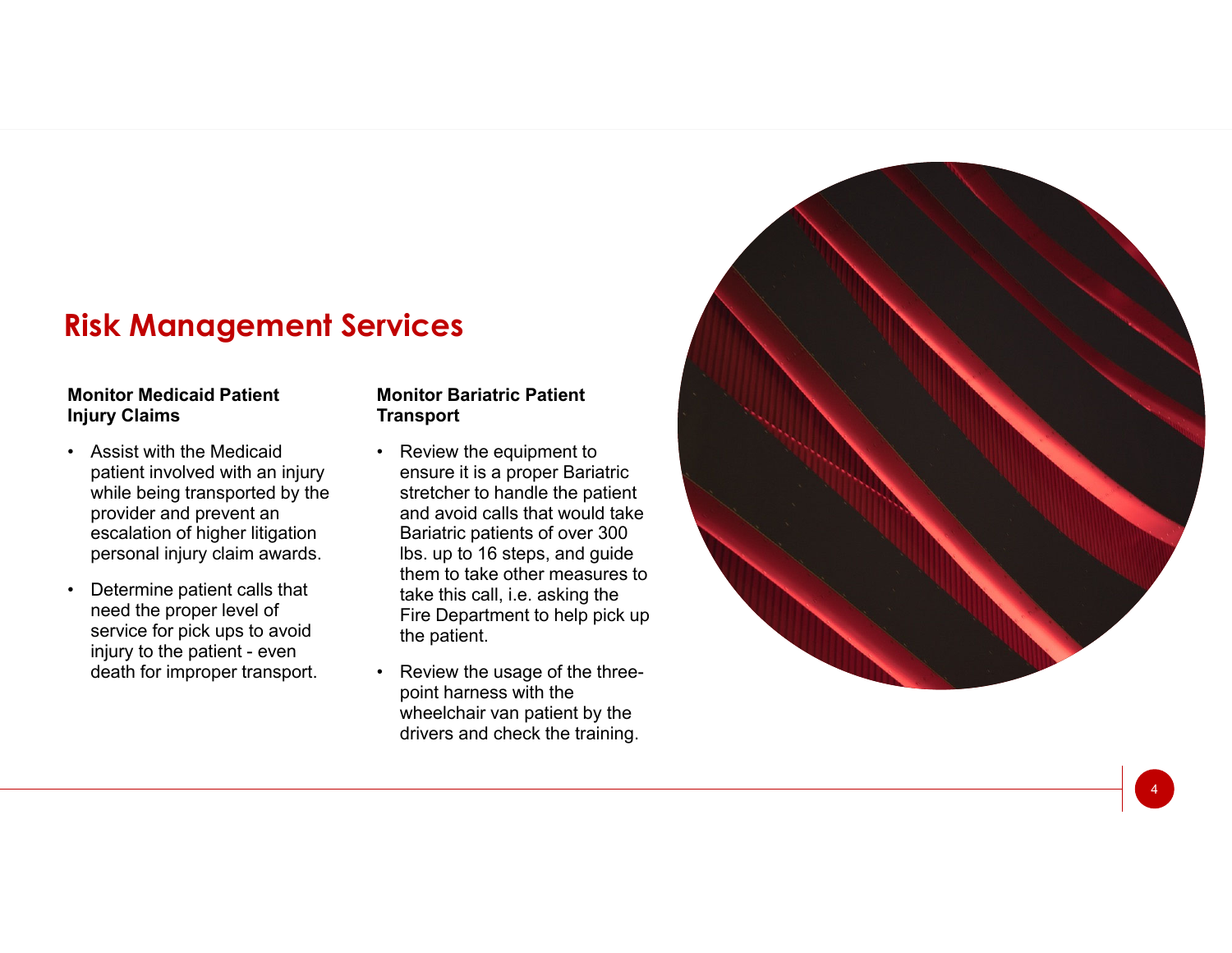# Risk Management Services

### Monitor Medicaid Patient Injury Claims

- Assist with the Medicaid patient involved with an injury while being transported by the provider and prevent an escalation of higher litigation personal injury claim awards.
- Determine patient calls that need the proper level of service for pick ups to avoid injury to the patient - even death for improper transport.

### Monitor Bariatric Patient Transport

- Review the equipment to ensure it is a proper Bariatric stretcher to handle the patient and avoid calls that would take Bariatric patients of over 300 lbs. up to 16 steps, and guide them to take other measures to take this call, i.e. asking the Fire Department to help pick up the patient.
- Review the usage of the three-point harness with the wheelchair van patient by the drivers and check the training.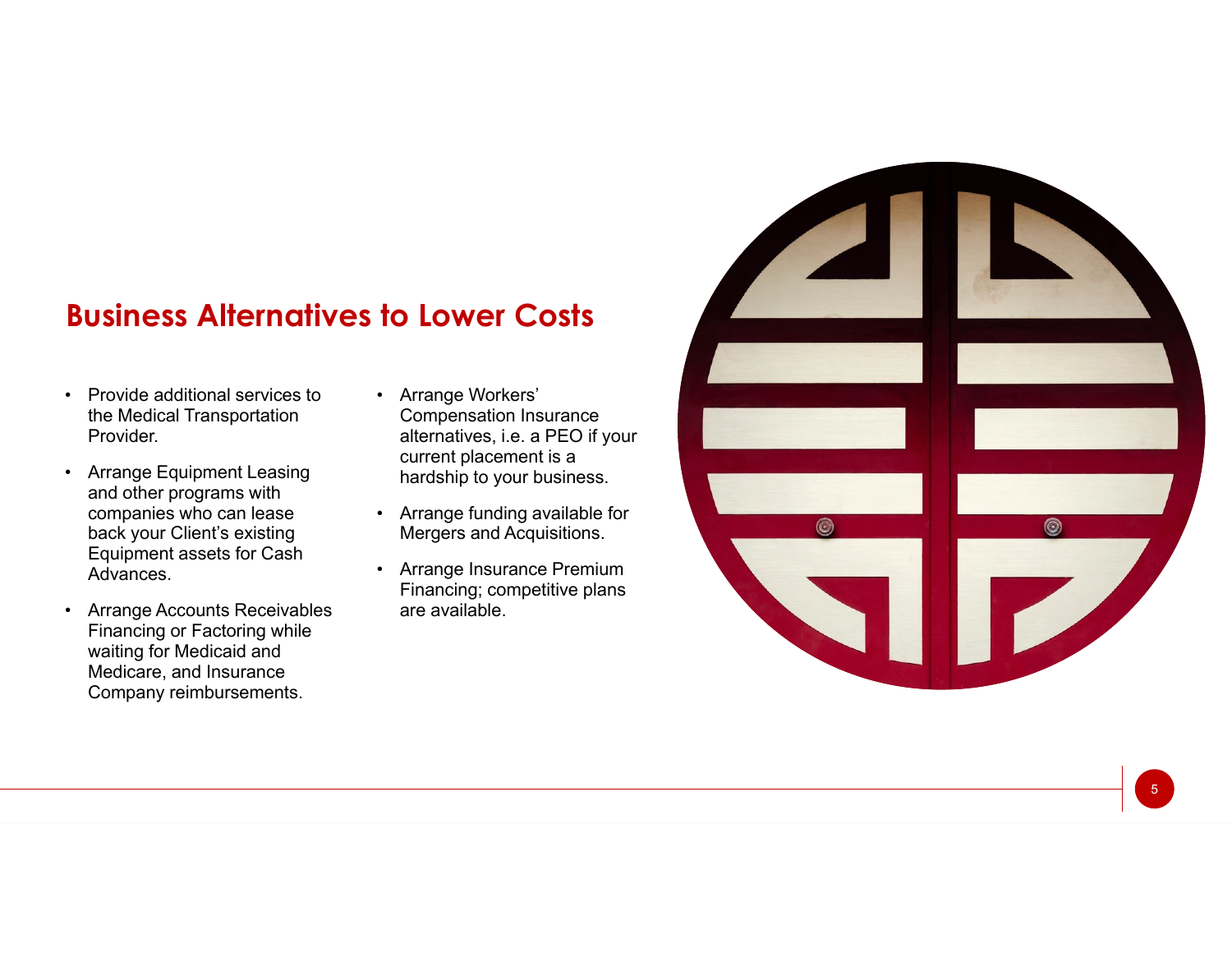## Business Alternatives to Lower Costs

- Provide additional services to the Medical Transportation Provider.
- Arrange Equipment Leasing and other programs with companies who can lease back your Client's existing Equipment assets for Cash Advances.
- Arrange Accounts Receivables Financing or Factoring while waiting for Medicaid and Medicare, and Insurance Company reimbursements.
- Arrange Workers' Compensation Insurance alternatives, i.e. a PEO if your current placement is a hardship to your business.
- Arrange funding available for Mergers and Acquisitions.
- Arrange Insurance Premium Financing; competitive plans are available.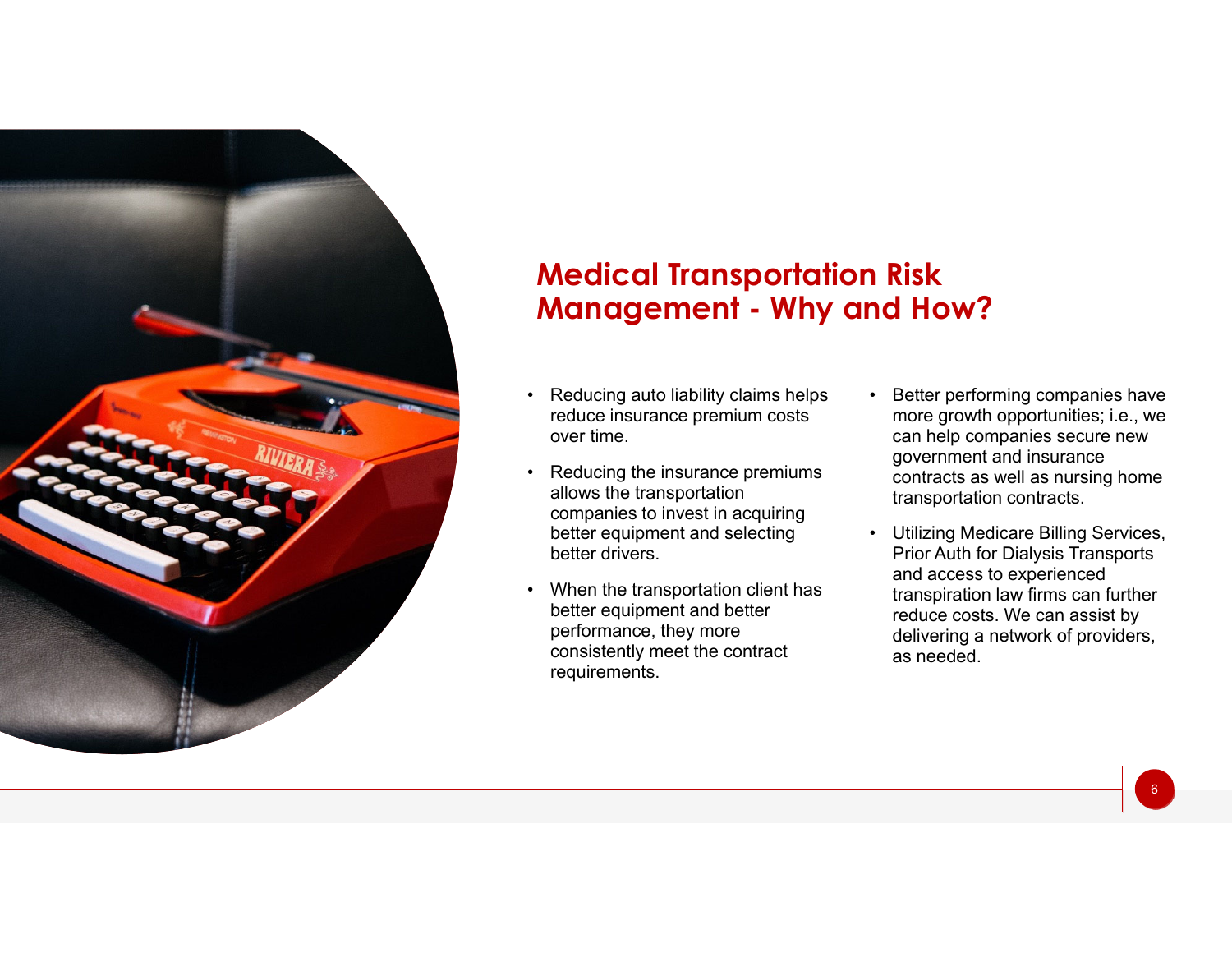# Medical Transportation Risk Management - Why and How?

- Reducing auto liability claims helps reduce insurance premium costs over time.
- Reducing the insurance premiums allows the transportation companies to invest in acquiring better equipment and selecting better drivers.
- When the transportation client has better equipment and better performance, they more consistently meet the contract requirements.
- Better performing companies have more growth opportunities; i.e., we can help companies secure new government and insurance contracts as well as nursing home transportation contracts.
- Utilizing Medicare Billing Services, Prior Auth for Dialysis Transports and access to experienced transpiration law firms can further reduce costs. We can assist by delivering a network of providers, as needed.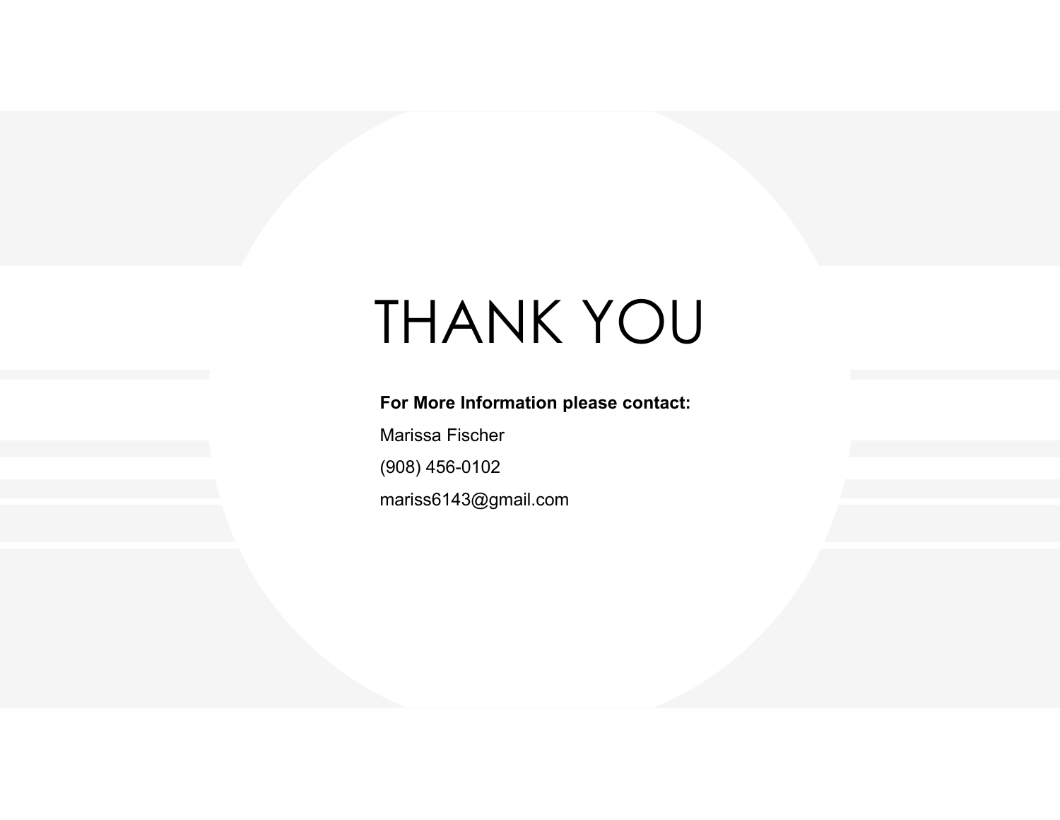# THANK YOU

**For More Information please contact:**

Marissa Fischer

(908) 456-0102

mariss6143@gmail.com